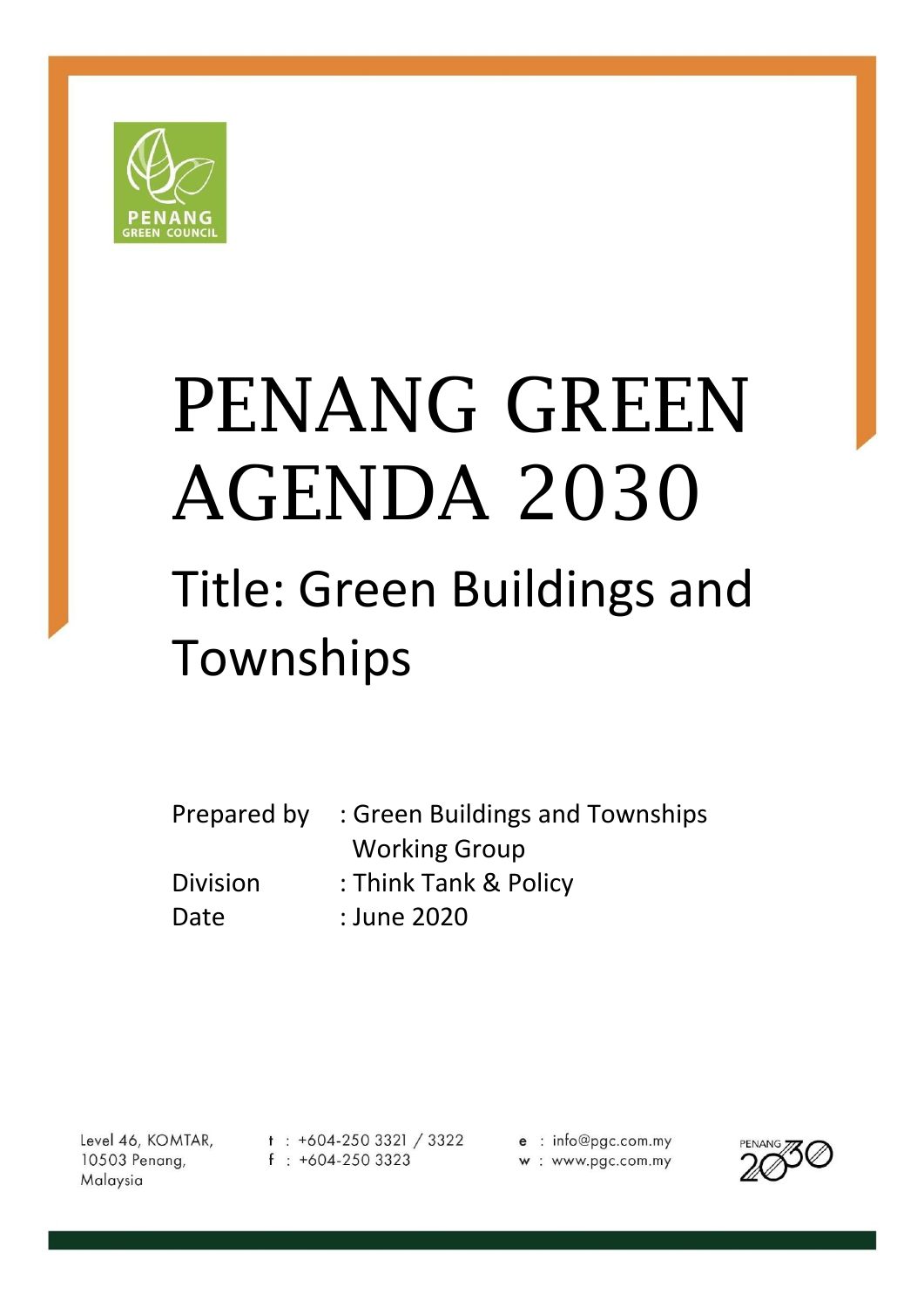PENANG GREEN COUNCIL

# PENANG GREEN AGENDA 2030

## Title: Green Buildings and Townships

Prepared by : Green Buildings and Townships Working Group

Division : Think Tank & Policy

Date : June 2020

Level 46, KOMTAR,
10503 Penang,
Malaysia

t : +604-250 3321 / 3322
f : +604-250 3323

e : info@pgc.com.my
w : www.pgc.com.my

PENANG 2030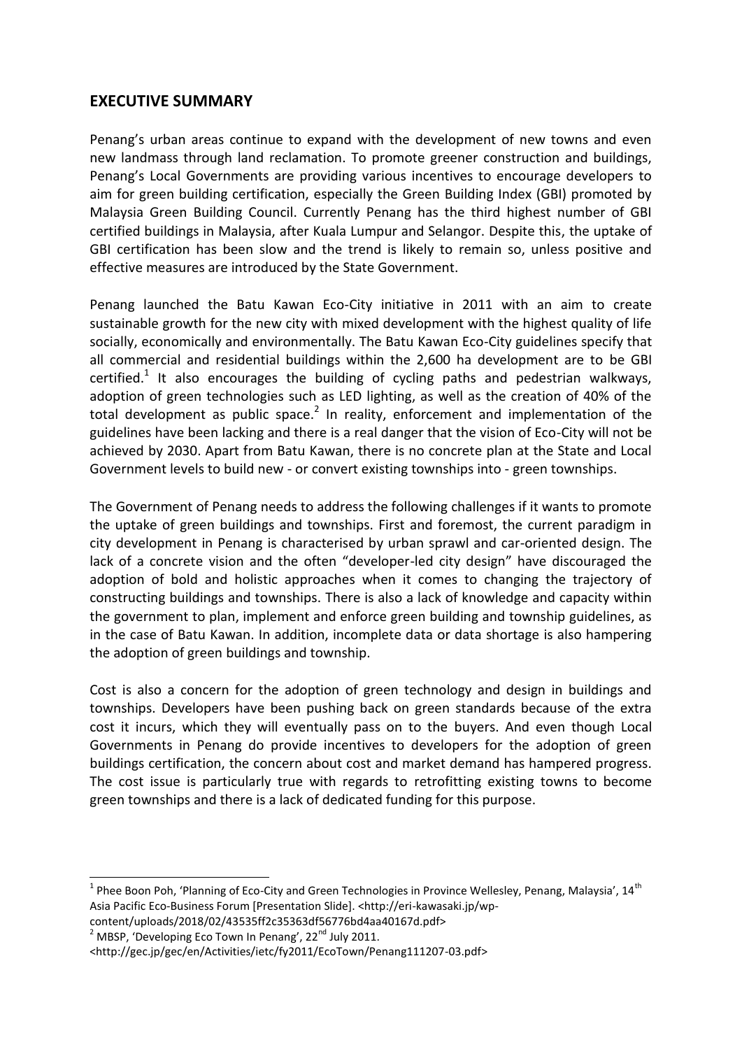## EXECUTIVE SUMMARY

Penang's urban areas continue to expand with the development of new towns and even new landmass through land reclamation. To promote greener construction and buildings, Penang's Local Governments are providing various incentives to encourage developers to aim for green building certification, especially the Green Building Index (GBI) promoted by Malaysia Green Building Council. Currently Penang has the third highest number of GBI certified buildings in Malaysia, after Kuala Lumpur and Selangor. Despite this, the uptake of GBI certification has been slow and the trend is likely to remain so, unless positive and effective measures are introduced by the State Government.

Penang launched the Batu Kawan Eco-City initiative in 2011 with an aim to create sustainable growth for the new city with mixed development with the highest quality of life socially, economically and environmentally. The Batu Kawan Eco-City guidelines specify that all commercial and residential buildings within the 2,600 ha development are to be GBI certified.[1] It also encourages the building of cycling paths and pedestrian walkways, adoption of green technologies such as LED lighting, as well as the creation of 40% of the total development as public space.[2] In reality, enforcement and implementation of the guidelines have been lacking and there is a real danger that the vision of Eco-City will not be achieved by 2030. Apart from Batu Kawan, there is no concrete plan at the State and Local Government levels to build new - or convert existing townships into - green townships.

The Government of Penang needs to address the following challenges if it wants to promote the uptake of green buildings and townships. First and foremost, the current paradigm in city development in Penang is characterised by urban sprawl and car-oriented design. The lack of a concrete vision and the often "developer-led city design" have discouraged the adoption of bold and holistic approaches when it comes to changing the trajectory of constructing buildings and townships. There is also a lack of knowledge and capacity within the government to plan, implement and enforce green building and township guidelines, as in the case of Batu Kawan. In addition, incomplete data or data shortage is also hampering the adoption of green buildings and township.

Cost is also a concern for the adoption of green technology and design in buildings and townships. Developers have been pushing back on green standards because of the extra cost it incurs, which they will eventually pass on to the buyers. And even though Local Governments in Penang do provide incentives to developers for the adoption of green buildings certification, the concern about cost and market demand has hampered progress. The cost issue is particularly true with regards to retrofitting existing towns to become green townships and there is a lack of dedicated funding for this purpose.

---

[1] Phee Boon Poh, 'Planning of Eco-City and Green Technologies in Province Wellesley, Penang, Malaysia', 14th Asia Pacific Eco-Business Forum [Presentation Slide]. <http://eri-kawasaki.jp/wp-content/uploads/2018/02/43535ff2c35363df56776bd4aa40167d.pdf>

[2] MBSP, 'Developing Eco Town In Penang', 22nd July 2011. <http://gec.jp/gec/en/Activities/ietc/fy2011/EcoTown/Penang111207-03.pdf>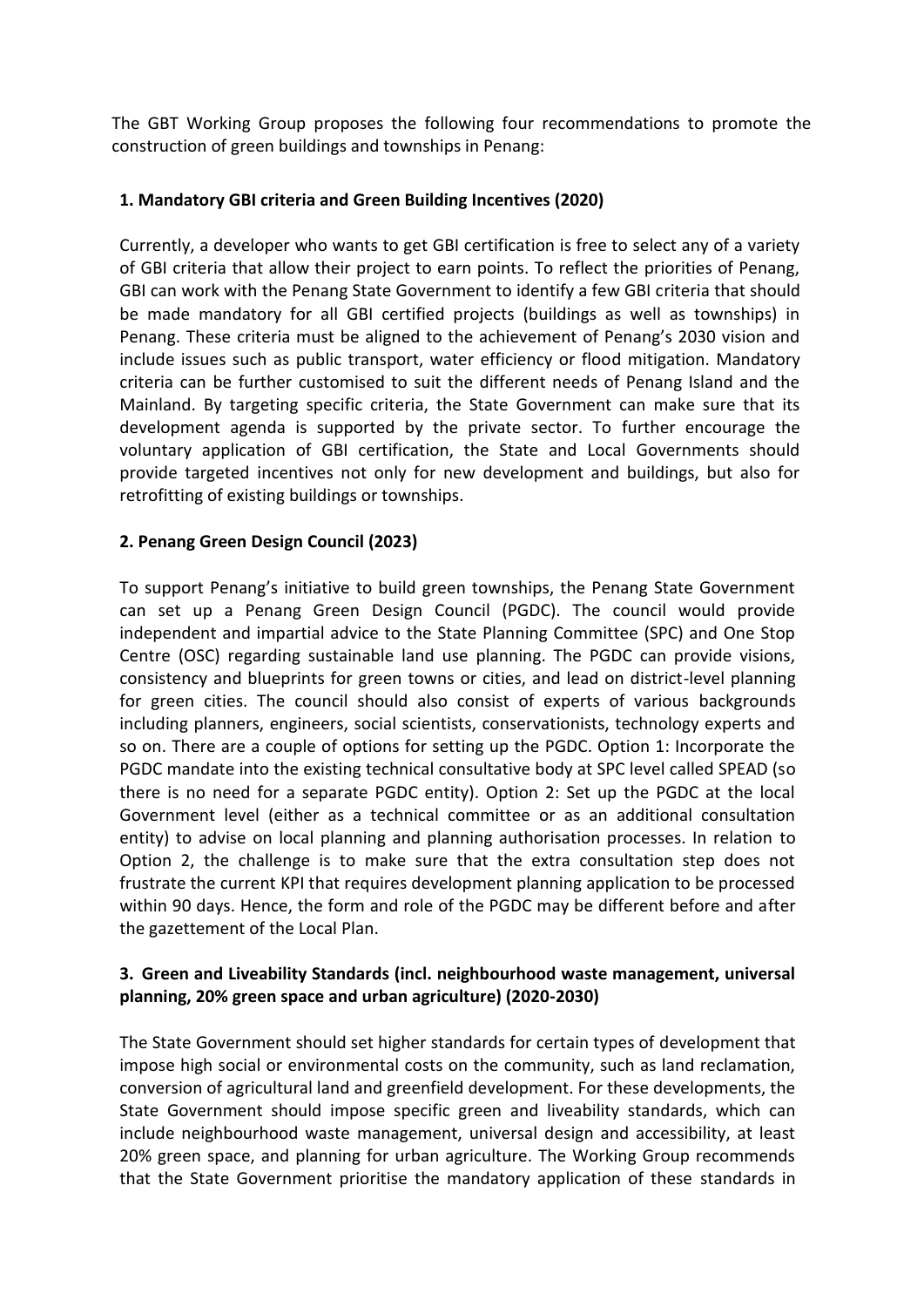The GBT Working Group proposes the following four recommendations to promote the construction of green buildings and townships in Penang:

### 1. Mandatory GBI criteria and Green Building Incentives (2020)

Currently, a developer who wants to get GBI certification is free to select any of a variety of GBI criteria that allow their project to earn points. To reflect the priorities of Penang, GBI can work with the Penang State Government to identify a few GBI criteria that should be made mandatory for all GBI certified projects (buildings as well as townships) in Penang. These criteria must be aligned to the achievement of Penang's 2030 vision and include issues such as public transport, water efficiency or flood mitigation. Mandatory criteria can be further customised to suit the different needs of Penang Island and the Mainland. By targeting specific criteria, the State Government can make sure that its development agenda is supported by the private sector. To further encourage the voluntary application of GBI certification, the State and Local Governments should provide targeted incentives not only for new development and buildings, but also for retrofitting of existing buildings or townships.

### 2. Penang Green Design Council (2023)

To support Penang's initiative to build green townships, the Penang State Government can set up a Penang Green Design Council (PGDC). The council would provide independent and impartial advice to the State Planning Committee (SPC) and One Stop Centre (OSC) regarding sustainable land use planning. The PGDC can provide visions, consistency and blueprints for green towns or cities, and lead on district-level planning for green cities. The council should also consist of experts of various backgrounds including planners, engineers, social scientists, conservationists, technology experts and so on. There are a couple of options for setting up the PGDC. Option 1: Incorporate the PGDC mandate into the existing technical consultative body at SPC level called SPEAD (so there is no need for a separate PGDC entity). Option 2: Set up the PGDC at the local Government level (either as a technical committee or as an additional consultation entity) to advise on local planning and planning authorisation processes. In relation to Option 2, the challenge is to make sure that the extra consultation step does not frustrate the current KPI that requires development planning application to be processed within 90 days. Hence, the form and role of the PGDC may be different before and after the gazettement of the Local Plan.

### 3. Green and Liveability Standards (incl. neighbourhood waste management, universal planning, 20% green space and urban agriculture) (2020-2030)

The State Government should set higher standards for certain types of development that impose high social or environmental costs on the community, such as land reclamation, conversion of agricultural land and greenfield development. For these developments, the State Government should impose specific green and liveability standards, which can include neighbourhood waste management, universal design and accessibility, at least 20% green space, and planning for urban agriculture. The Working Group recommends that the State Government prioritise the mandatory application of these standards in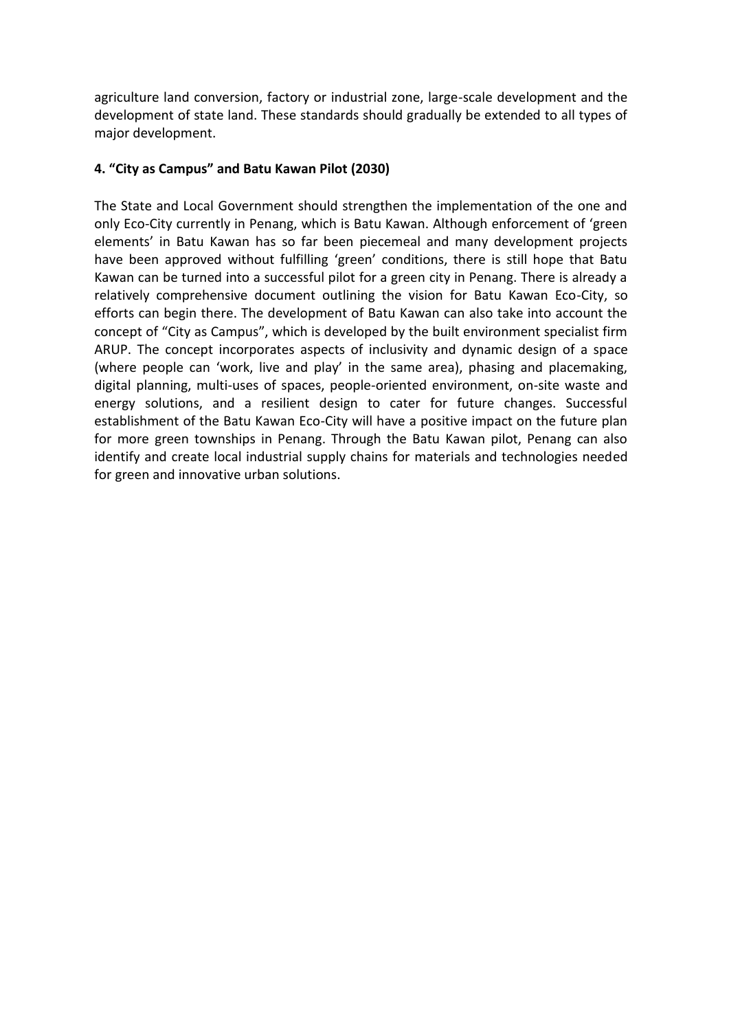agriculture land conversion, factory or industrial zone, large-scale development and the development of state land. These standards should gradually be extended to all types of major development.

**4. “City as Campus” and Batu Kawan Pilot (2030)**

The State and Local Government should strengthen the implementation of the one and only Eco-City currently in Penang, which is Batu Kawan. Although enforcement of ‘green elements’ in Batu Kawan has so far been piecemeal and many development projects have been approved without fulfilling ‘green’ conditions, there is still hope that Batu Kawan can be turned into a successful pilot for a green city in Penang. There is already a relatively comprehensive document outlining the vision for Batu Kawan Eco-City, so efforts can begin there. The development of Batu Kawan can also take into account the concept of “City as Campus”, which is developed by the built environment specialist firm ARUP. The concept incorporates aspects of inclusivity and dynamic design of a space (where people can ‘work, live and play’ in the same area), phasing and placemaking, digital planning, multi-uses of spaces, people-oriented environment, on-site waste and energy solutions, and a resilient design to cater for future changes. Successful establishment of the Batu Kawan Eco-City will have a positive impact on the future plan for more green townships in Penang. Through the Batu Kawan pilot, Penang can also identify and create local industrial supply chains for materials and technologies needed for green and innovative urban solutions.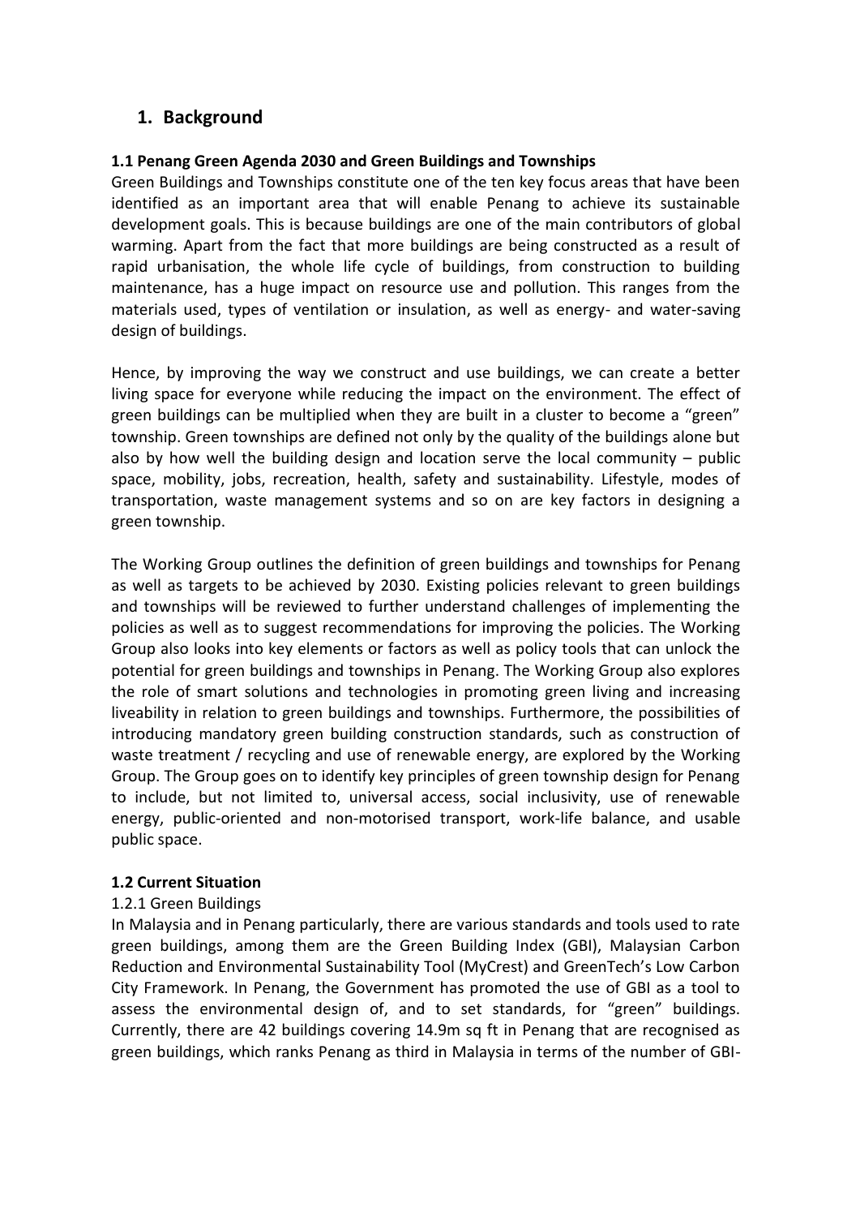# 1. Background

### 1.1 Penang Green Agenda 2030 and Green Buildings and Townships

Green Buildings and Townships constitute one of the ten key focus areas that have been identified as an important area that will enable Penang to achieve its sustainable development goals. This is because buildings are one of the main contributors of global warming. Apart from the fact that more buildings are being constructed as a result of rapid urbanisation, the whole life cycle of buildings, from construction to building maintenance, has a huge impact on resource use and pollution. This ranges from the materials used, types of ventilation or insulation, as well as energy- and water-saving design of buildings.

Hence, by improving the way we construct and use buildings, we can create a better living space for everyone while reducing the impact on the environment. The effect of green buildings can be multiplied when they are built in a cluster to become a "green" township. Green townships are defined not only by the quality of the buildings alone but also by how well the building design and location serve the local community – public space, mobility, jobs, recreation, health, safety and sustainability. Lifestyle, modes of transportation, waste management systems and so on are key factors in designing a green township.

The Working Group outlines the definition of green buildings and townships for Penang as well as targets to be achieved by 2030. Existing policies relevant to green buildings and townships will be reviewed to further understand challenges of implementing the policies as well as to suggest recommendations for improving the policies. The Working Group also looks into key elements or factors as well as policy tools that can unlock the potential for green buildings and townships in Penang. The Working Group also explores the role of smart solutions and technologies in promoting green living and increasing liveability in relation to green buildings and townships. Furthermore, the possibilities of introducing mandatory green building construction standards, such as construction of waste treatment / recycling and use of renewable energy, are explored by the Working Group. The Group goes on to identify key principles of green township design for Penang to include, but not limited to, universal access, social inclusivity, use of renewable energy, public-oriented and non-motorised transport, work-life balance, and usable public space.

### 1.2 Current Situation

1.2.1 Green Buildings

In Malaysia and in Penang particularly, there are various standards and tools used to rate green buildings, among them are the Green Building Index (GBI), Malaysian Carbon Reduction and Environmental Sustainability Tool (MyCrest) and GreenTech's Low Carbon City Framework. In Penang, the Government has promoted the use of GBI as a tool to assess the environmental design of, and to set standards, for "green" buildings. Currently, there are 42 buildings covering 14.9m sq ft in Penang that are recognised as green buildings, which ranks Penang as third in Malaysia in terms of the number of GBI-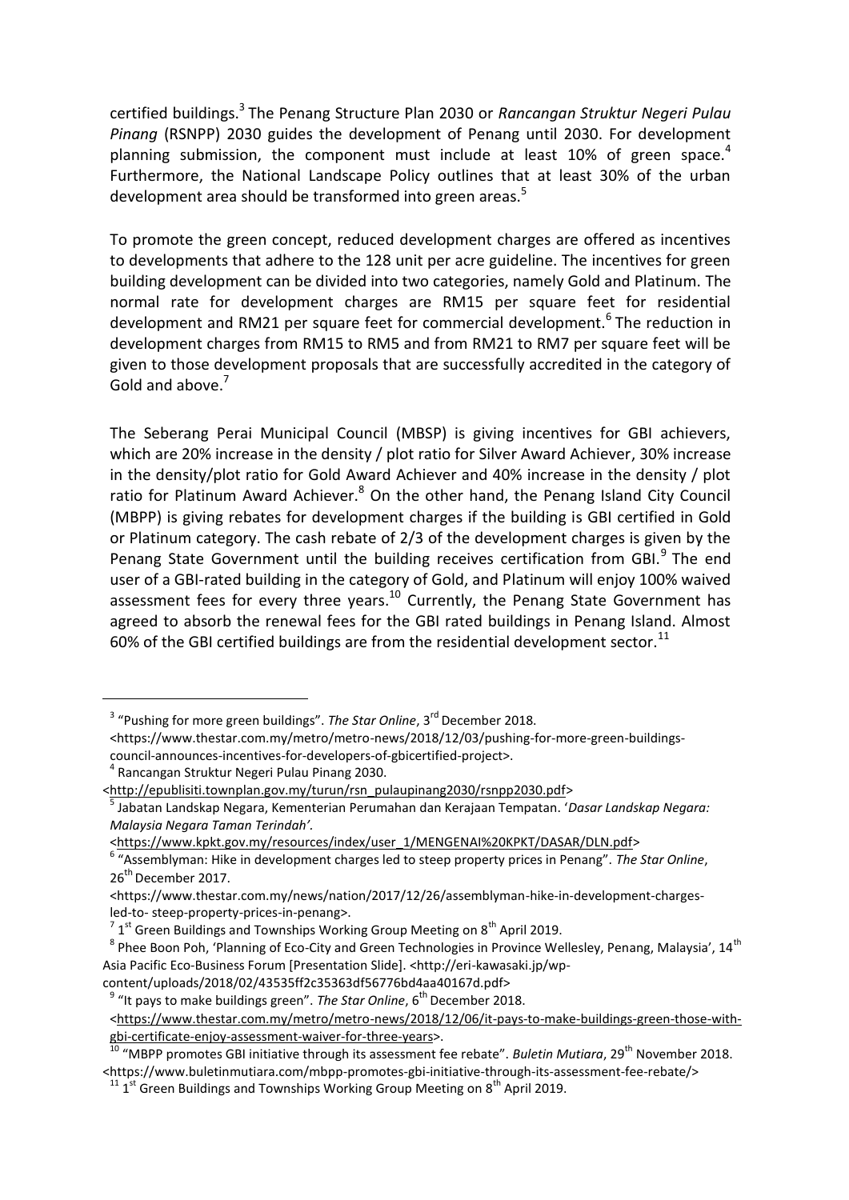certified buildings.[3] The Penang Structure Plan 2030 or *Rancangan Struktur Negeri Pulau Pinang* (RSNPP) 2030 guides the development of Penang until 2030. For development planning submission, the component must include at least 10% of green space.[4] Furthermore, the National Landscape Policy outlines that at least 30% of the urban development area should be transformed into green areas.[5]

To promote the green concept, reduced development charges are offered as incentives to developments that adhere to the 128 unit per acre guideline. The incentives for green building development can be divided into two categories, namely Gold and Platinum. The normal rate for development charges are RM15 per square feet for residential development and RM21 per square feet for commercial development.[6] The reduction in development charges from RM15 to RM5 and from RM21 to RM7 per square feet will be given to those development proposals that are successfully accredited in the category of Gold and above.[7]

The Seberang Perai Municipal Council (MBSP) is giving incentives for GBI achievers, which are 20% increase in the density / plot ratio for Silver Award Achiever, 30% increase in the density/plot ratio for Gold Award Achiever and 40% increase in the density / plot ratio for Platinum Award Achiever.[8] On the other hand, the Penang Island City Council (MBPP) is giving rebates for development charges if the building is GBI certified in Gold or Platinum category. The cash rebate of 2/3 of the development charges is given by the Penang State Government until the building receives certification from GBI.[9] The end user of a GBI-rated building in the category of Gold, and Platinum will enjoy 100% waived assessment fees for every three years.[10] Currently, the Penang State Government has agreed to absorb the renewal fees for the GBI rated buildings in Penang Island. Almost 60% of the GBI certified buildings are from the residential development sector.[11]

---

[3] "Pushing for more green buildings". *The Star Online*, 3rd December 2018. <https://www.thestar.com.my/metro/metro-news/2018/12/03/pushing-for-more-green-buildings-council-announces-incentives-for-developers-of-gbicertified-project>.

[4] Rancangan Struktur Negeri Pulau Pinang 2030. <http://epublisiti.townplan.gov.my/turun/rsn_pulaupinang2030/rsnpp2030.pdf>

[5] Jabatan Landskap Negara, Kementerian Perumahan dan Kerajaan Tempatan. '*Dasar Landskap Negara: Malaysia Negara Taman Terindah'*. <https://www.kpkt.gov.my/resources/index/user_1/MENGENAI%20KPKT/DASAR/DLN.pdf>

[6] "Assemblyman: Hike in development charges led to steep property prices in Penang". *The Star Online*, 26th December 2017. <https://www.thestar.com.my/news/nation/2017/12/26/assemblyman-hike-in-development-charges-led-to- steep-property-prices-in-penang>.

[7] 1st Green Buildings and Townships Working Group Meeting on 8th April 2019.

[8] Phee Boon Poh, 'Planning of Eco-City and Green Technologies in Province Wellesley, Penang, Malaysia', 14th Asia Pacific Eco-Business Forum [Presentation Slide]. <http://eri-kawasaki.jp/wp-content/uploads/2018/02/43535ff2c35363df56776bd4aa40167d.pdf>

[9] "It pays to make buildings green". *The Star Online*, 6th December 2018. <https://www.thestar.com.my/metro/metro-news/2018/12/06/it-pays-to-make-buildings-green-those-with-gbi-certificate-enjoy-assessment-waiver-for-three-years>.

[10] "MBPP promotes GBI initiative through its assessment fee rebate". *Buletin Mutiara*, 29th November 2018. <https://www.buletinmutiara.com/mbpp-promotes-gbi-initiative-through-its-assessment-fee-rebate/>

[11] 1st Green Buildings and Townships Working Group Meeting on 8th April 2019.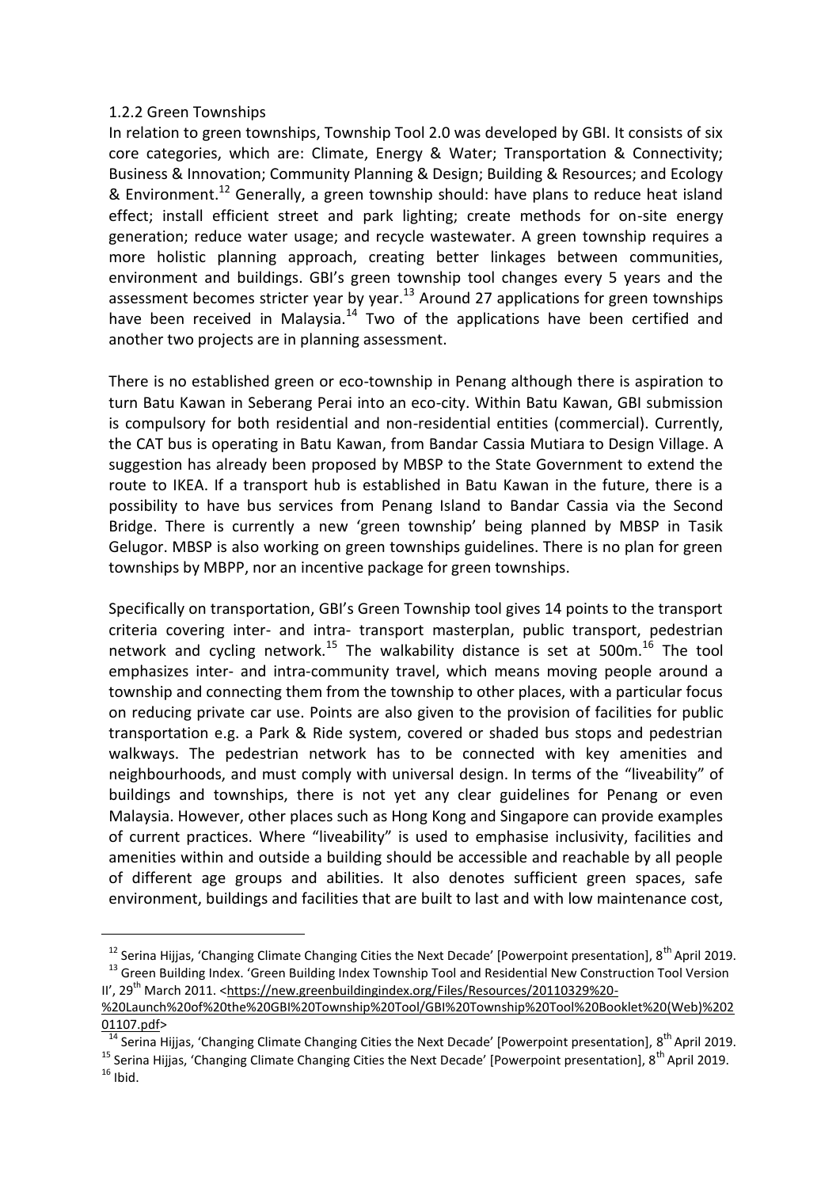### 1.2.2 Green Townships

In relation to green townships, Township Tool 2.0 was developed by GBI. It consists of six core categories, which are: Climate, Energy & Water; Transportation & Connectivity; Business & Innovation; Community Planning & Design; Building & Resources; and Ecology & Environment.[12] Generally, a green township should: have plans to reduce heat island effect; install efficient street and park lighting; create methods for on-site energy generation; reduce water usage; and recycle wastewater. A green township requires a more holistic planning approach, creating better linkages between communities, environment and buildings. GBI's green township tool changes every 5 years and the assessment becomes stricter year by year.[13] Around 27 applications for green townships have been received in Malaysia.[14] Two of the applications have been certified and another two projects are in planning assessment.

There is no established green or eco-township in Penang although there is aspiration to turn Batu Kawan in Seberang Perai into an eco-city. Within Batu Kawan, GBI submission is compulsory for both residential and non-residential entities (commercial). Currently, the CAT bus is operating in Batu Kawan, from Bandar Cassia Mutiara to Design Village. A suggestion has already been proposed by MBSP to the State Government to extend the route to IKEA. If a transport hub is established in Batu Kawan in the future, there is a possibility to have bus services from Penang Island to Bandar Cassia via the Second Bridge. There is currently a new 'green township' being planned by MBSP in Tasik Gelugor. MBSP is also working on green townships guidelines. There is no plan for green townships by MBPP, nor an incentive package for green townships.

Specifically on transportation, GBI's Green Township tool gives 14 points to the transport criteria covering inter- and intra- transport masterplan, public transport, pedestrian network and cycling network.[15] The walkability distance is set at 500m.[16] The tool emphasizes inter- and intra-community travel, which means moving people around a township and connecting them from the township to other places, with a particular focus on reducing private car use. Points are also given to the provision of facilities for public transportation e.g. a Park & Ride system, covered or shaded bus stops and pedestrian walkways. The pedestrian network has to be connected with key amenities and neighbourhoods, and must comply with universal design. In terms of the "liveability" of buildings and townships, there is not yet any clear guidelines for Penang or even Malaysia. However, other places such as Hong Kong and Singapore can provide examples of current practices. Where "liveability" is used to emphasise inclusivity, facilities and amenities within and outside a building should be accessible and reachable by all people of different age groups and abilities. It also denotes sufficient green spaces, safe environment, buildings and facilities that are built to last and with low maintenance cost,

---

[12] Serina Hijjas, 'Changing Climate Changing Cities the Next Decade' [Powerpoint presentation], 8th April 2019.

[13] Green Building Index. 'Green Building Index Township Tool and Residential New Construction Tool Version II', 29th March 2011. <https://new.greenbuildingindex.org/Files/Resources/20110329%20-%20Launch%20of%20the%20GBI%20Township%20Tool/GBI%20Township%20Tool%20Booklet%20(Web)%20201107.pdf>

[14] Serina Hijjas, 'Changing Climate Changing Cities the Next Decade' [Powerpoint presentation], 8th April 2019.

[15] Serina Hijjas, 'Changing Climate Changing Cities the Next Decade' [Powerpoint presentation], 8th April 2019.

[16] Ibid.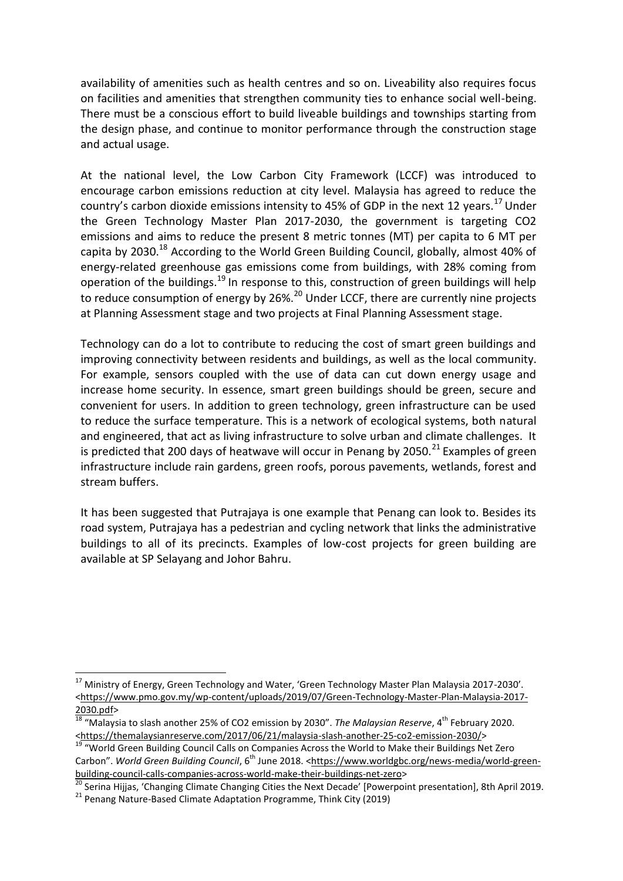availability of amenities such as health centres and so on. Liveability also requires focus on facilities and amenities that strengthen community ties to enhance social well-being. There must be a conscious effort to build liveable buildings and townships starting from the design phase, and continue to monitor performance through the construction stage and actual usage.

At the national level, the Low Carbon City Framework (LCCF) was introduced to encourage carbon emissions reduction at city level. Malaysia has agreed to reduce the country's carbon dioxide emissions intensity to 45% of GDP in the next 12 years.[17] Under the Green Technology Master Plan 2017-2030, the government is targeting CO2 emissions and aims to reduce the present 8 metric tonnes (MT) per capita to 6 MT per capita by 2030.[18] According to the World Green Building Council, globally, almost 40% of energy-related greenhouse gas emissions come from buildings, with 28% coming from operation of the buildings.[19] In response to this, construction of green buildings will help to reduce consumption of energy by 26%.[20] Under LCCF, there are currently nine projects at Planning Assessment stage and two projects at Final Planning Assessment stage.

Technology can do a lot to contribute to reducing the cost of smart green buildings and improving connectivity between residents and buildings, as well as the local community. For example, sensors coupled with the use of data can cut down energy usage and increase home security. In essence, smart green buildings should be green, secure and convenient for users. In addition to green technology, green infrastructure can be used to reduce the surface temperature. This is a network of ecological systems, both natural and engineered, that act as living infrastructure to solve urban and climate challenges. It is predicted that 200 days of heatwave will occur in Penang by 2050.[21] Examples of green infrastructure include rain gardens, green roofs, porous pavements, wetlands, forest and stream buffers.

It has been suggested that Putrajaya is one example that Penang can look to. Besides its road system, Putrajaya has a pedestrian and cycling network that links the administrative buildings to all of its precincts. Examples of low-cost projects for green building are available at SP Selayang and Johor Bahru.

---

[17] Ministry of Energy, Green Technology and Water, 'Green Technology Master Plan Malaysia 2017-2030'. <https://www.pmo.gov.my/wp-content/uploads/2019/07/Green-Technology-Master-Plan-Malaysia-2017-2030.pdf>

[18] "Malaysia to slash another 25% of CO2 emission by 2030". *The Malaysian Reserve*, 4th February 2020. <https://themalaysianreserve.com/2017/06/21/malaysia-slash-another-25-co2-emission-2030/>

[19] "World Green Building Council Calls on Companies Across the World to Make their Buildings Net Zero Carbon". *World Green Building Council*, 6th June 2018. <https://www.worldgbc.org/news-media/world-green-building-council-calls-companies-across-world-make-their-buildings-net-zero>

[20] Serina Hijjas, 'Changing Climate Changing Cities the Next Decade' [Powerpoint presentation], 8th April 2019.

[21] Penang Nature-Based Climate Adaptation Programme, Think City (2019)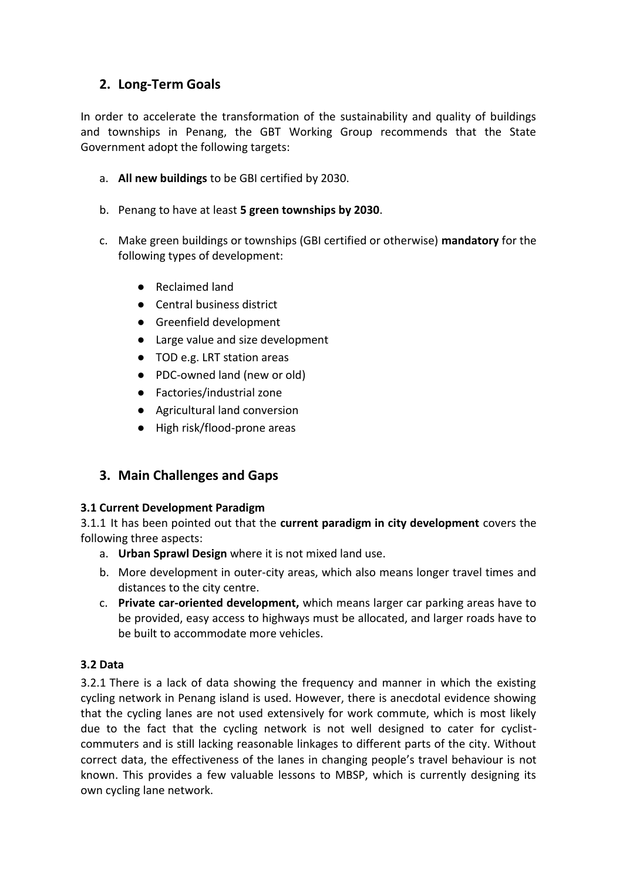## 2. Long-Term Goals

In order to accelerate the transformation of the sustainability and quality of buildings and townships in Penang, the GBT Working Group recommends that the State Government adopt the following targets:

a. **All new buildings** to be GBI certified by 2030.

b. Penang to have at least **5 green townships by 2030**.

c. Make green buildings or townships (GBI certified or otherwise) **mandatory** for the following types of development:

- Reclaimed land
- Central business district
- Greenfield development
- Large value and size development
- TOD e.g. LRT station areas
- PDC-owned land (new or old)
- Factories/industrial zone
- Agricultural land conversion
- High risk/flood-prone areas

## 3. Main Challenges and Gaps

### 3.1 Current Development Paradigm

3.1.1 It has been pointed out that the **current paradigm in city development** covers the following three aspects:

a. **Urban Sprawl Design** where it is not mixed land use.
b. More development in outer-city areas, which also means longer travel times and distances to the city centre.
c. **Private car-oriented development,** which means larger car parking areas have to be provided, easy access to highways must be allocated, and larger roads have to be built to accommodate more vehicles.

### 3.2 Data

3.2.1 There is a lack of data showing the frequency and manner in which the existing cycling network in Penang island is used. However, there is anecdotal evidence showing that the cycling lanes are not used extensively for work commute, which is most likely due to the fact that the cycling network is not well designed to cater for cyclist-commuters and is still lacking reasonable linkages to different parts of the city. Without correct data, the effectiveness of the lanes in changing people's travel behaviour is not known. This provides a few valuable lessons to MBSP, which is currently designing its own cycling lane network.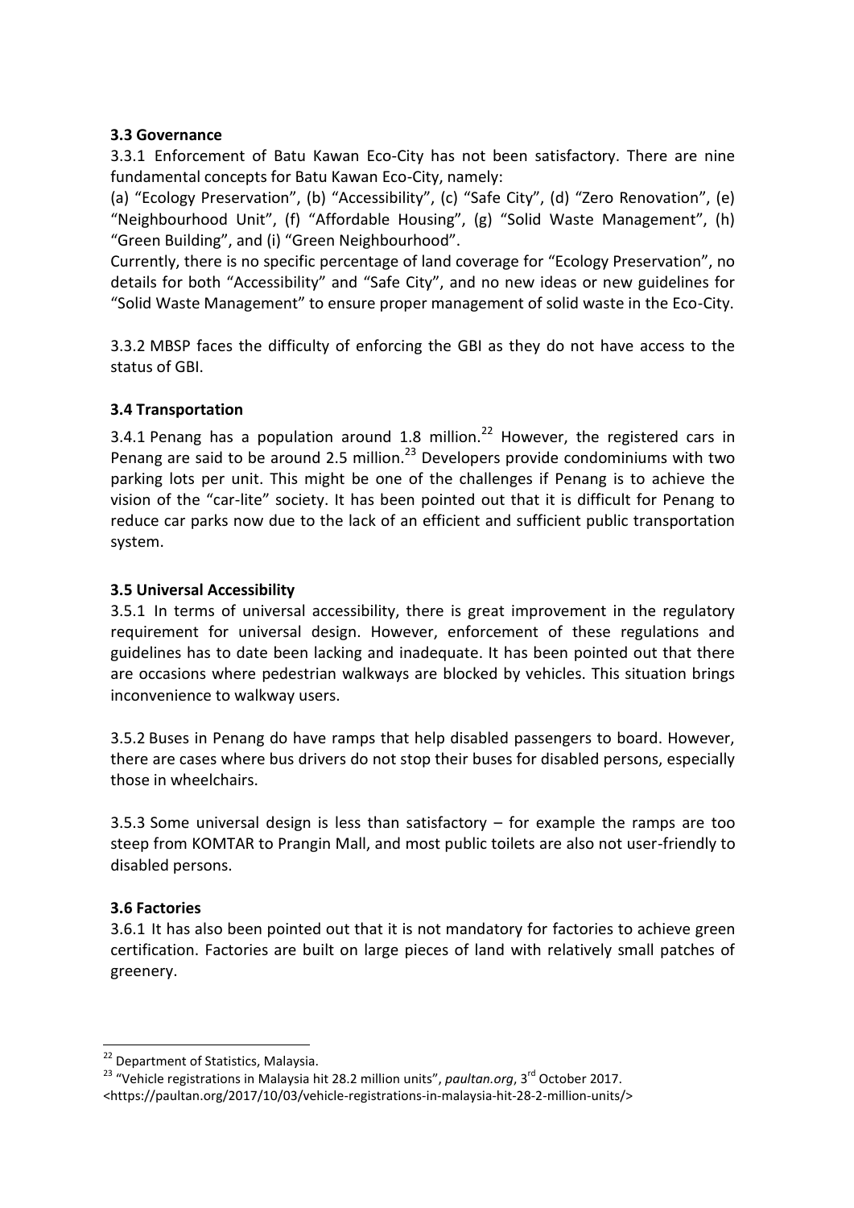### 3.3 Governance

3.3.1 Enforcement of Batu Kawan Eco-City has not been satisfactory. There are nine fundamental concepts for Batu Kawan Eco-City, namely:

(a) "Ecology Preservation", (b) "Accessibility", (c) "Safe City", (d) "Zero Renovation", (e) "Neighbourhood Unit", (f) "Affordable Housing", (g) "Solid Waste Management", (h) "Green Building", and (i) "Green Neighbourhood".

Currently, there is no specific percentage of land coverage for "Ecology Preservation", no details for both "Accessibility" and "Safe City", and no new ideas or new guidelines for "Solid Waste Management" to ensure proper management of solid waste in the Eco-City.

3.3.2 MBSP faces the difficulty of enforcing the GBI as they do not have access to the status of GBI.

### 3.4 Transportation

3.4.1 Penang has a population around 1.8 million.[22] However, the registered cars in Penang are said to be around 2.5 million.[23] Developers provide condominiums with two parking lots per unit. This might be one of the challenges if Penang is to achieve the vision of the "car-lite" society. It has been pointed out that it is difficult for Penang to reduce car parks now due to the lack of an efficient and sufficient public transportation system.

### 3.5 Universal Accessibility

3.5.1 In terms of universal accessibility, there is great improvement in the regulatory requirement for universal design. However, enforcement of these regulations and guidelines has to date been lacking and inadequate. It has been pointed out that there are occasions where pedestrian walkways are blocked by vehicles. This situation brings inconvenience to walkway users.

3.5.2 Buses in Penang do have ramps that help disabled passengers to board. However, there are cases where bus drivers do not stop their buses for disabled persons, especially those in wheelchairs.

3.5.3 Some universal design is less than satisfactory – for example the ramps are too steep from KOMTAR to Prangin Mall, and most public toilets are also not user-friendly to disabled persons.

### 3.6 Factories

3.6.1 It has also been pointed out that it is not mandatory for factories to achieve green certification. Factories are built on large pieces of land with relatively small patches of greenery.

---

[22] Department of Statistics, Malaysia.

[23] "Vehicle registrations in Malaysia hit 28.2 million units", *paultan.org*, 3rd October 2017. <https://paultan.org/2017/10/03/vehicle-registrations-in-malaysia-hit-28-2-million-units/>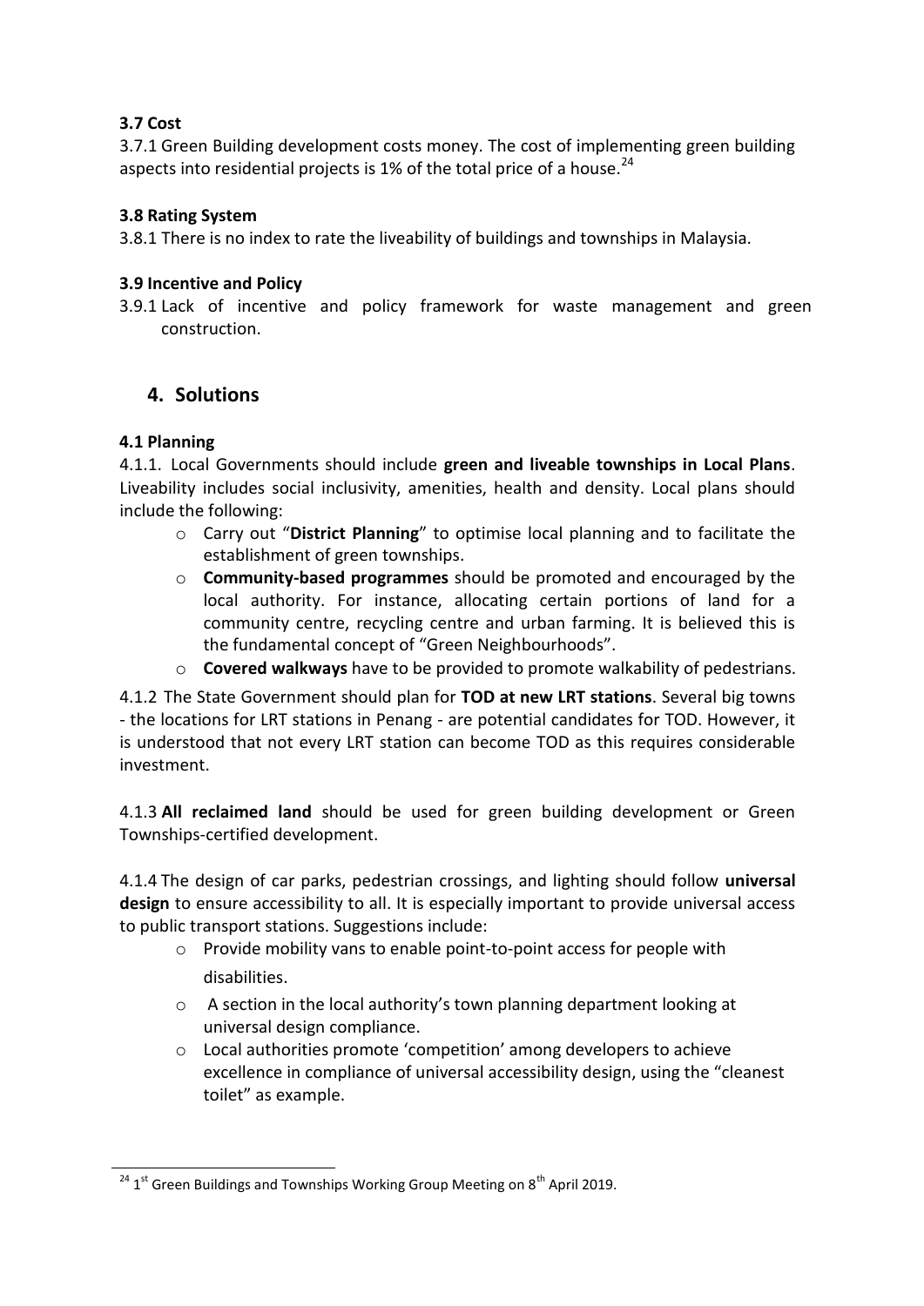### 3.7 Cost

3.7.1 Green Building development costs money. The cost of implementing green building aspects into residential projects is 1% of the total price of a house.[24]

### 3.8 Rating System

3.8.1 There is no index to rate the liveability of buildings and townships in Malaysia.

### 3.9 Incentive and Policy

3.9.1 Lack of incentive and policy framework for waste management and green construction.

## 4. Solutions

### 4.1 Planning

4.1.1. Local Governments should include **green and liveable townships in Local Plans**. Liveability includes social inclusivity, amenities, health and density. Local plans should include the following:

- Carry out "**District Planning**" to optimise local planning and to facilitate the establishment of green townships.
- **Community-based programmes** should be promoted and encouraged by the local authority. For instance, allocating certain portions of land for a community centre, recycling centre and urban farming. It is believed this is the fundamental concept of "Green Neighbourhoods".
- **Covered walkways** have to be provided to promote walkability of pedestrians.

4.1.2 The State Government should plan for **TOD at new LRT stations**. Several big towns - the locations for LRT stations in Penang - are potential candidates for TOD. However, it is understood that not every LRT station can become TOD as this requires considerable investment.

4.1.3 **All reclaimed land** should be used for green building development or Green Townships-certified development.

4.1.4 The design of car parks, pedestrian crossings, and lighting should follow **universal design** to ensure accessibility to all. It is especially important to provide universal access to public transport stations. Suggestions include:

- Provide mobility vans to enable point-to-point access for people with disabilities.
- A section in the local authority's town planning department looking at universal design compliance.
- Local authorities promote 'competition' among developers to achieve excellence in compliance of universal accessibility design, using the "cleanest toilet" as example.

---

[24] 1st Green Buildings and Townships Working Group Meeting on 8th April 2019.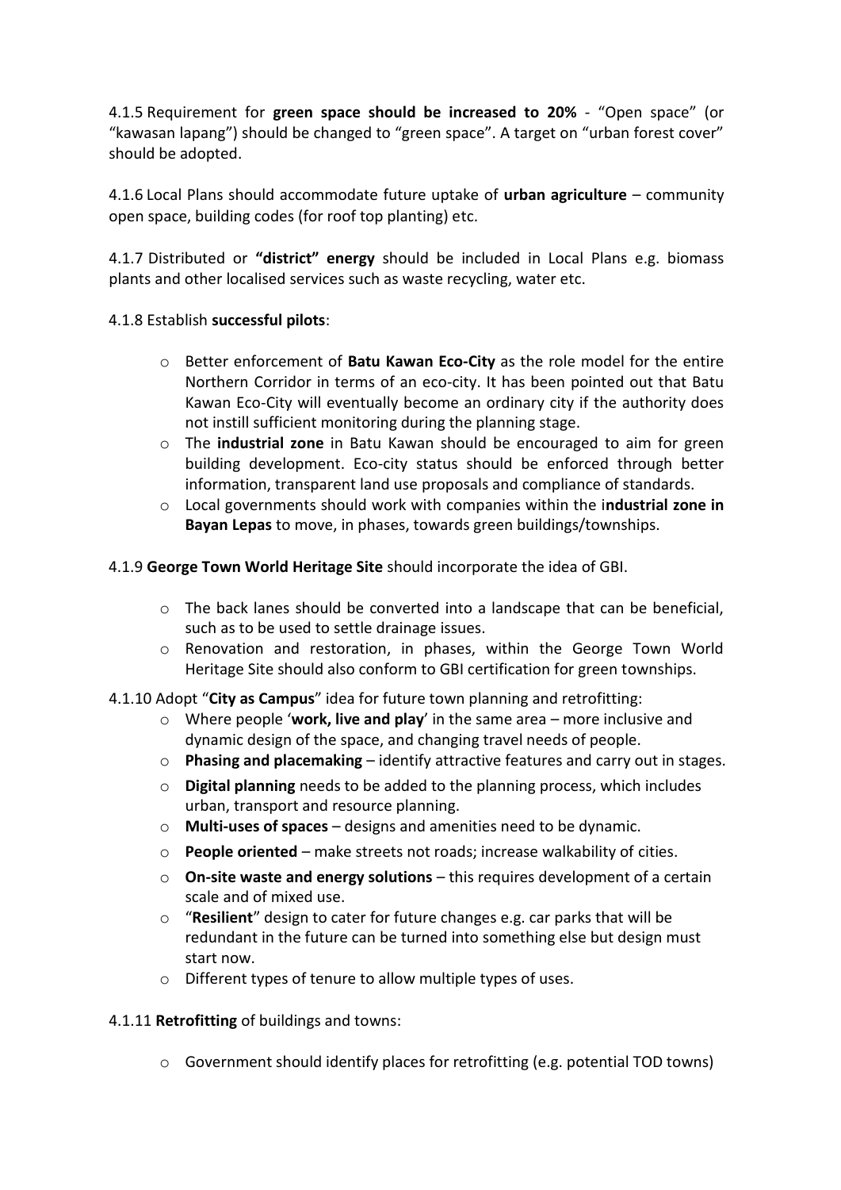4.1.5 Requirement for **green space should be increased to 20%** - “Open space” (or “kawasan lapang”) should be changed to “green space”. A target on “urban forest cover” should be adopted.

4.1.6 Local Plans should accommodate future uptake of **urban agriculture** – community open space, building codes (for roof top planting) etc.

4.1.7 Distributed or **“district” energy** should be included in Local Plans e.g. biomass plants and other localised services such as waste recycling, water etc.

4.1.8 Establish **successful pilots**:

- Better enforcement of **Batu Kawan Eco-City** as the role model for the entire Northern Corridor in terms of an eco-city. It has been pointed out that Batu Kawan Eco-City will eventually become an ordinary city if the authority does not instill sufficient monitoring during the planning stage.
- The **industrial zone** in Batu Kawan should be encouraged to aim for green building development. Eco-city status should be enforced through better information, transparent land use proposals and compliance of standards.
- Local governments should work with companies within the i**ndustrial zone in Bayan Lepas** to move, in phases, towards green buildings/townships.

4.1.9 **George Town World Heritage Site** should incorporate the idea of GBI.

- The back lanes should be converted into a landscape that can be beneficial, such as to be used to settle drainage issues.
- Renovation and restoration, in phases, within the George Town World Heritage Site should also conform to GBI certification for green townships.

4.1.10 Adopt “**City as Campus**” idea for future town planning and retrofitting:

- Where people ‘**work, live and play**’ in the same area – more inclusive and dynamic design of the space, and changing travel needs of people.
- **Phasing and placemaking** – identify attractive features and carry out in stages.
- **Digital planning** needs to be added to the planning process, which includes urban, transport and resource planning.
- **Multi-uses of spaces** – designs and amenities need to be dynamic.
- **People oriented** – make streets not roads; increase walkability of cities.
- **On-site waste and energy solutions** – this requires development of a certain scale and of mixed use.
- “**Resilient**” design to cater for future changes e.g. car parks that will be redundant in the future can be turned into something else but design must start now.
- Different types of tenure to allow multiple types of uses.

4.1.11 **Retrofitting** of buildings and towns:

- Government should identify places for retrofitting (e.g. potential TOD towns)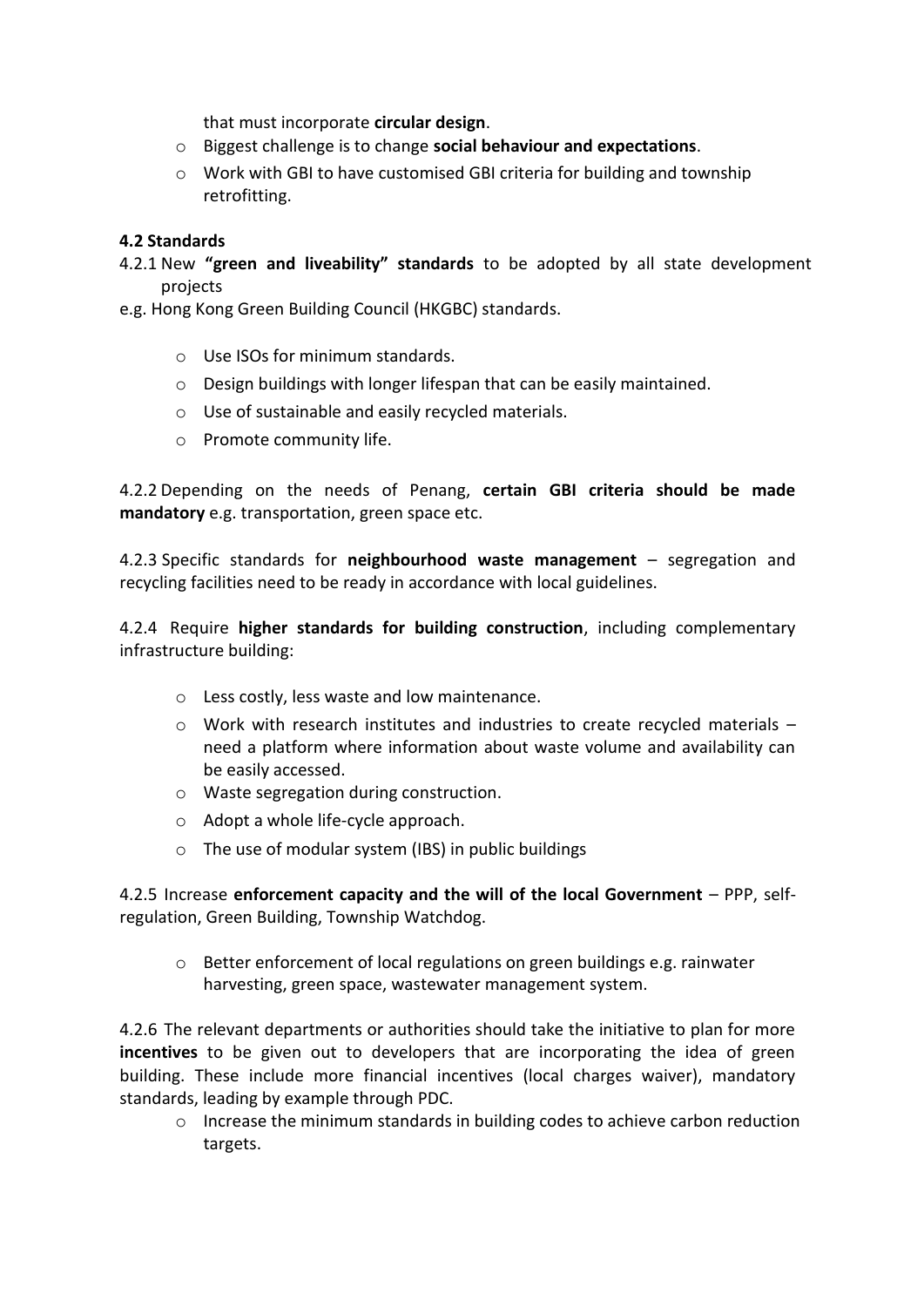that must incorporate **circular design**.

- Biggest challenge is to change **social behaviour and expectations**.
- Work with GBI to have customised GBI criteria for building and township retrofitting.

**4.2 Standards**

4.2.1 New **"green and liveability" standards** to be adopted by all state development projects

e.g. Hong Kong Green Building Council (HKGBC) standards.

- Use ISOs for minimum standards.
- Design buildings with longer lifespan that can be easily maintained.
- Use of sustainable and easily recycled materials.
- Promote community life.

4.2.2 Depending on the needs of Penang, **certain GBI criteria should be made mandatory** e.g. transportation, green space etc.

4.2.3 Specific standards for **neighbourhood waste management** – segregation and recycling facilities need to be ready in accordance with local guidelines.

4.2.4 Require **higher standards for building construction**, including complementary infrastructure building:

- Less costly, less waste and low maintenance.
- Work with research institutes and industries to create recycled materials – need a platform where information about waste volume and availability can be easily accessed.
- Waste segregation during construction.
- Adopt a whole life-cycle approach.
- The use of modular system (IBS) in public buildings

4.2.5 Increase **enforcement capacity and the will of the local Government** – PPP, self-regulation, Green Building, Township Watchdog.

- Better enforcement of local regulations on green buildings e.g. rainwater harvesting, green space, wastewater management system.

4.2.6 The relevant departments or authorities should take the initiative to plan for more **incentives** to be given out to developers that are incorporating the idea of green building. These include more financial incentives (local charges waiver), mandatory standards, leading by example through PDC.

- Increase the minimum standards in building codes to achieve carbon reduction targets.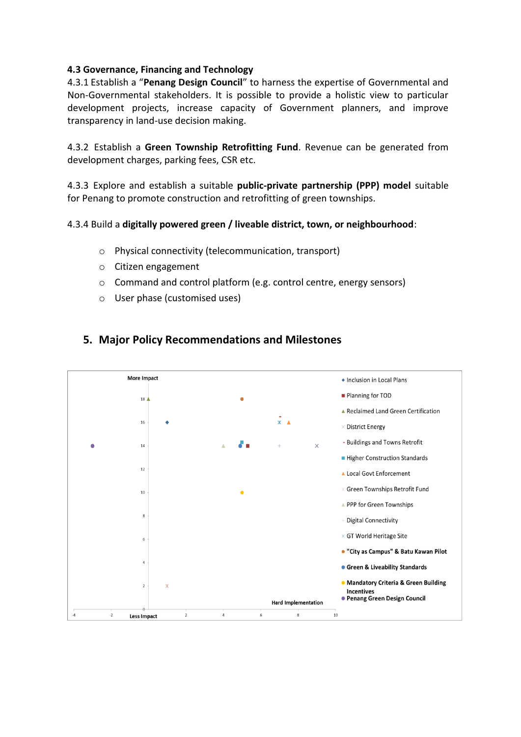**4.3 Governance, Financing and Technology**

4.3.1 Establish a "**Penang Design Council**" to harness the expertise of Governmental and Non-Governmental stakeholders. It is possible to provide a holistic view to particular development projects, increase capacity of Government planners, and improve transparency in land-use decision making.

4.3.2 Establish a **Green Township Retrofitting Fund**. Revenue can be generated from development charges, parking fees, CSR etc.

4.3.3 Explore and establish a suitable **public-private partnership (PPP) model** suitable for Penang to promote construction and retrofitting of green townships.

4.3.4 Build a **digitally powered green / liveable district, town, or neighbourhood**:

- Physical connectivity (telecommunication, transport)
- Citizen engagement
- Command and control platform (e.g. control centre, energy sensors)
- User phase (customised uses)

## 5. Major Policy Recommendations and Milestones

More Impact

Less Impact

Hard Implementation

- Inclusion in Local Plans
- Planning for TOD
- Reclaimed Land Green Certification
- District Energy
- Buildings and Towns Retrofit
- Higher Construction Standards
- Local Govt Enforcement
- Green Townships Retrofit Fund
- PPP for Green Townships
- Digital Connectivity
- GT World Heritage Site
- **"City as Campus" & Batu Kawan Pilot**
- **Green & Liveability Standards**
- **Mandatory Criteria & Green Building Incentives**
- **Penang Green Design Council**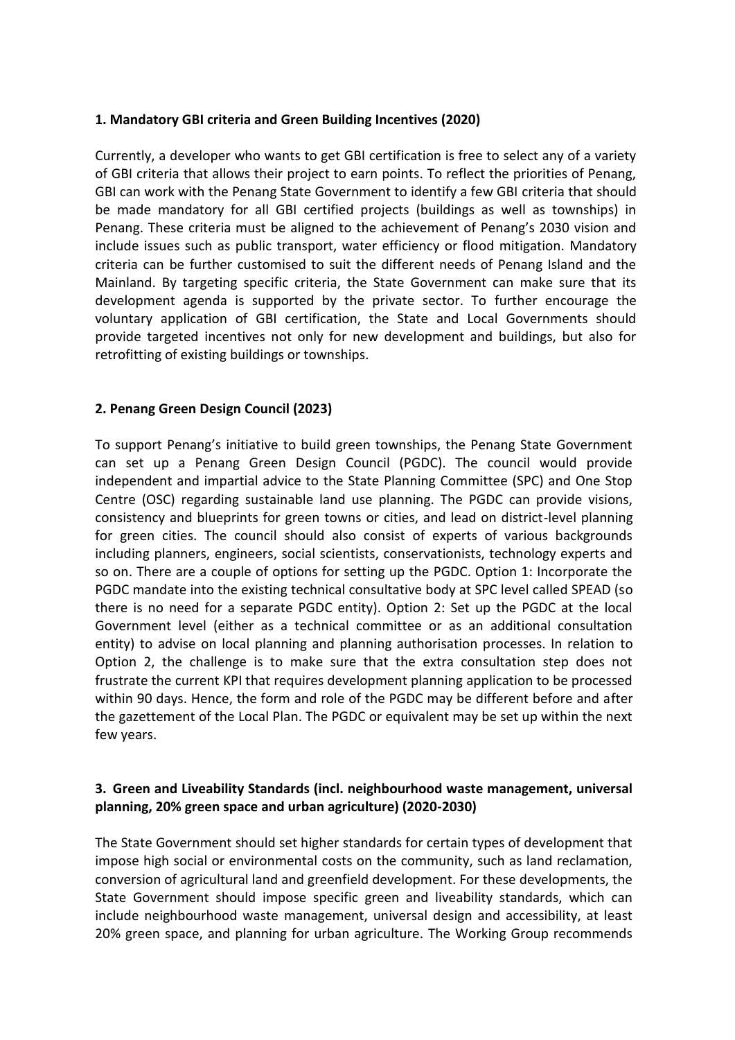### 1. Mandatory GBI criteria and Green Building Incentives (2020)

Currently, a developer who wants to get GBI certification is free to select any of a variety of GBI criteria that allows their project to earn points. To reflect the priorities of Penang, GBI can work with the Penang State Government to identify a few GBI criteria that should be made mandatory for all GBI certified projects (buildings as well as townships) in Penang. These criteria must be aligned to the achievement of Penang's 2030 vision and include issues such as public transport, water efficiency or flood mitigation. Mandatory criteria can be further customised to suit the different needs of Penang Island and the Mainland. By targeting specific criteria, the State Government can make sure that its development agenda is supported by the private sector. To further encourage the voluntary application of GBI certification, the State and Local Governments should provide targeted incentives not only for new development and buildings, but also for retrofitting of existing buildings or townships.

### 2. Penang Green Design Council (2023)

To support Penang's initiative to build green townships, the Penang State Government can set up a Penang Green Design Council (PGDC). The council would provide independent and impartial advice to the State Planning Committee (SPC) and One Stop Centre (OSC) regarding sustainable land use planning. The PGDC can provide visions, consistency and blueprints for green towns or cities, and lead on district-level planning for green cities. The council should also consist of experts of various backgrounds including planners, engineers, social scientists, conservationists, technology experts and so on. There are a couple of options for setting up the PGDC. Option 1: Incorporate the PGDC mandate into the existing technical consultative body at SPC level called SPEAD (so there is no need for a separate PGDC entity). Option 2: Set up the PGDC at the local Government level (either as a technical committee or as an additional consultation entity) to advise on local planning and planning authorisation processes. In relation to Option 2, the challenge is to make sure that the extra consultation step does not frustrate the current KPI that requires development planning application to be processed within 90 days. Hence, the form and role of the PGDC may be different before and after the gazettement of the Local Plan. The PGDC or equivalent may be set up within the next few years.

### 3. Green and Liveability Standards (incl. neighbourhood waste management, universal planning, 20% green space and urban agriculture) (2020-2030)

The State Government should set higher standards for certain types of development that impose high social or environmental costs on the community, such as land reclamation, conversion of agricultural land and greenfield development. For these developments, the State Government should impose specific green and liveability standards, which can include neighbourhood waste management, universal design and accessibility, at least 20% green space, and planning for urban agriculture. The Working Group recommends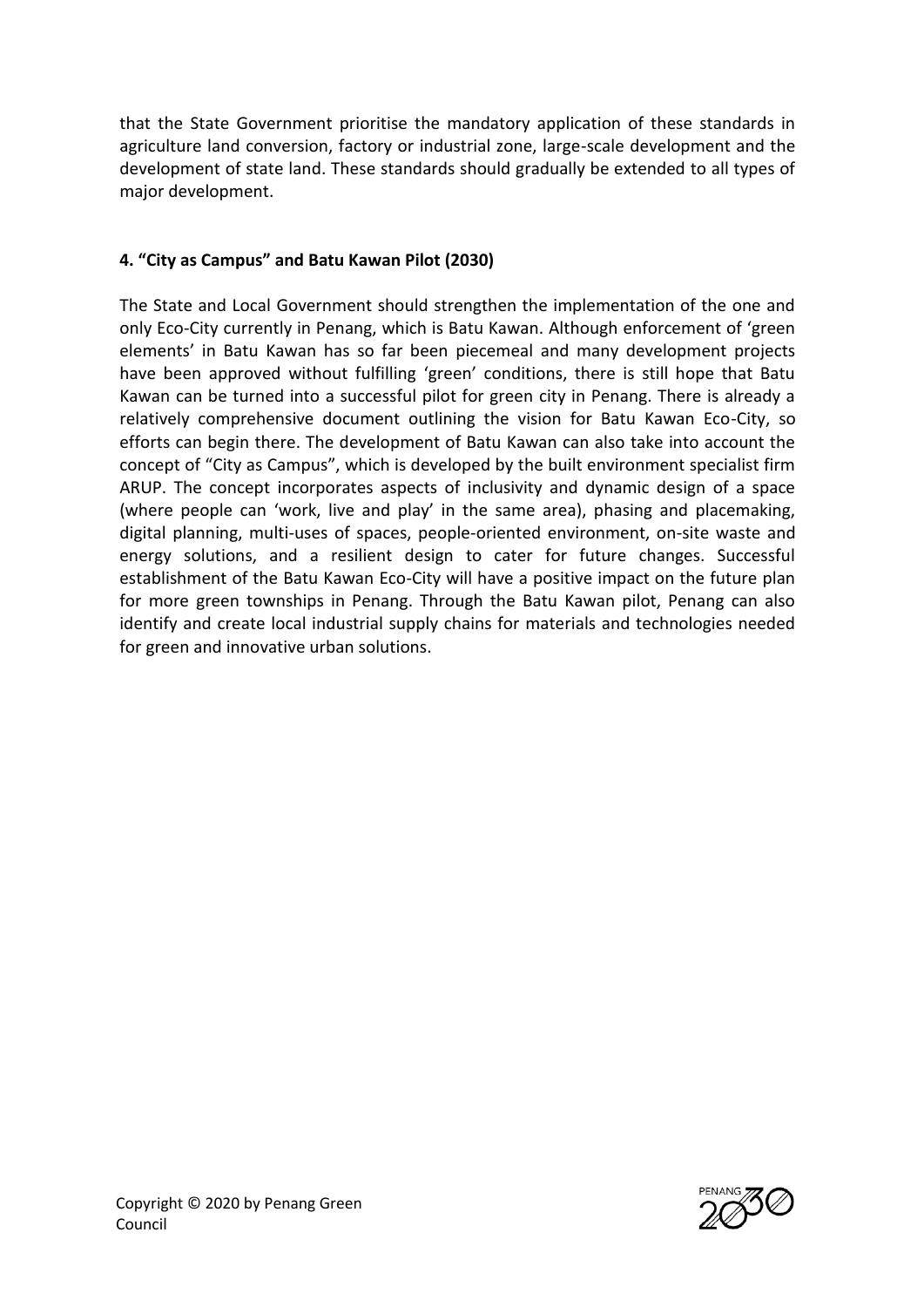that the State Government prioritise the mandatory application of these standards in agriculture land conversion, factory or industrial zone, large-scale development and the development of state land. These standards should gradually be extended to all types of major development.

**4. "City as Campus" and Batu Kawan Pilot (2030)**

The State and Local Government should strengthen the implementation of the one and only Eco-City currently in Penang, which is Batu Kawan. Although enforcement of 'green elements' in Batu Kawan has so far been piecemeal and many development projects have been approved without fulfilling 'green' conditions, there is still hope that Batu Kawan can be turned into a successful pilot for green city in Penang. There is already a relatively comprehensive document outlining the vision for Batu Kawan Eco-City, so efforts can begin there. The development of Batu Kawan can also take into account the concept of "City as Campus", which is developed by the built environment specialist firm ARUP. The concept incorporates aspects of inclusivity and dynamic design of a space (where people can 'work, live and play' in the same area), phasing and placemaking, digital planning, multi-uses of spaces, people-oriented environment, on-site waste and energy solutions, and a resilient design to cater for future changes. Successful establishment of the Batu Kawan Eco-City will have a positive impact on the future plan for more green townships in Penang. Through the Batu Kawan pilot, Penang can also identify and create local industrial supply chains for materials and technologies needed for green and innovative urban solutions.